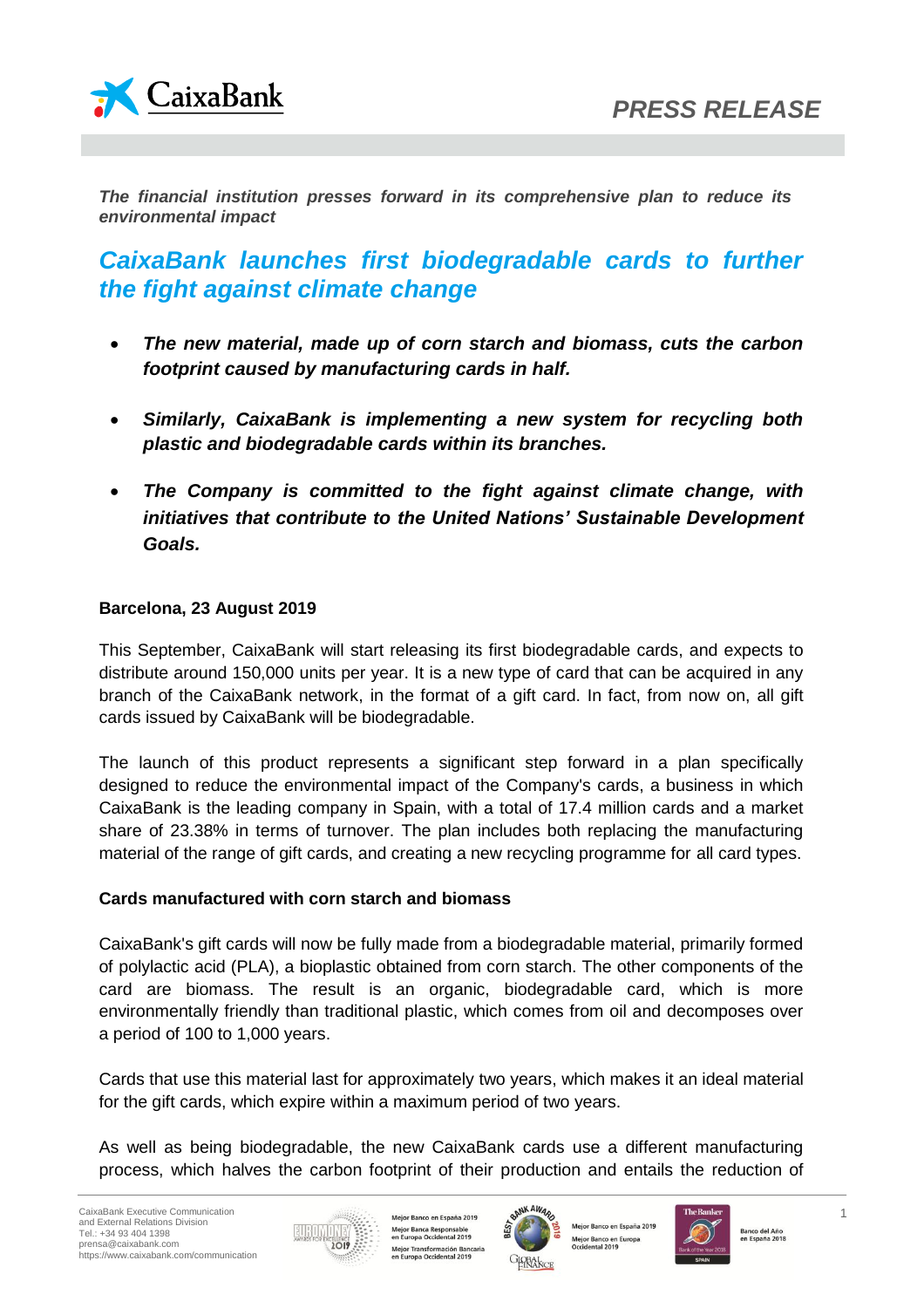**PRESS RELEASE**

***The financial institution presses forward in its comprehensive plan to reduce its environmental impact***

# *CaixaBank launches first biodegradable cards to further the fight against climate change*

- ***The new material, made up of corn starch and biomass, cuts the carbon footprint caused by manufacturing cards in half.***
- ***Similarly, CaixaBank is implementing a new system for recycling both plastic and biodegradable cards within its branches.***
- ***The Company is committed to the fight against climate change, with initiatives that contribute to the United Nations' Sustainable Development Goals.***

**Barcelona, 23 August 2019**

This September, CaixaBank will start releasing its first biodegradable cards, and expects to distribute around 150,000 units per year. It is a new type of card that can be acquired in any branch of the CaixaBank network, in the format of a gift card. In fact, from now on, all gift cards issued by CaixaBank will be biodegradable.

The launch of this product represents a significant step forward in a plan specifically designed to reduce the environmental impact of the Company's cards, a business in which CaixaBank is the leading company in Spain, with a total of 17.4 million cards and a market share of 23.38% in terms of turnover. The plan includes both replacing the manufacturing material of the range of gift cards, and creating a new recycling programme for all card types.

**Cards manufactured with corn starch and biomass**

CaixaBank's gift cards will now be fully made from a biodegradable material, primarily formed of polylactic acid (PLA), a bioplastic obtained from corn starch. The other components of the card are biomass. The result is an organic, biodegradable card, which is more environmentally friendly than traditional plastic, which comes from oil and decomposes over a period of 100 to 1,000 years.

Cards that use this material last for approximately two years, which makes it an ideal material for the gift cards, which expire within a maximum period of two years.

As well as being biodegradable, the new CaixaBank cards use a different manufacturing process, which halves the carbon footprint of their production and entails the reduction of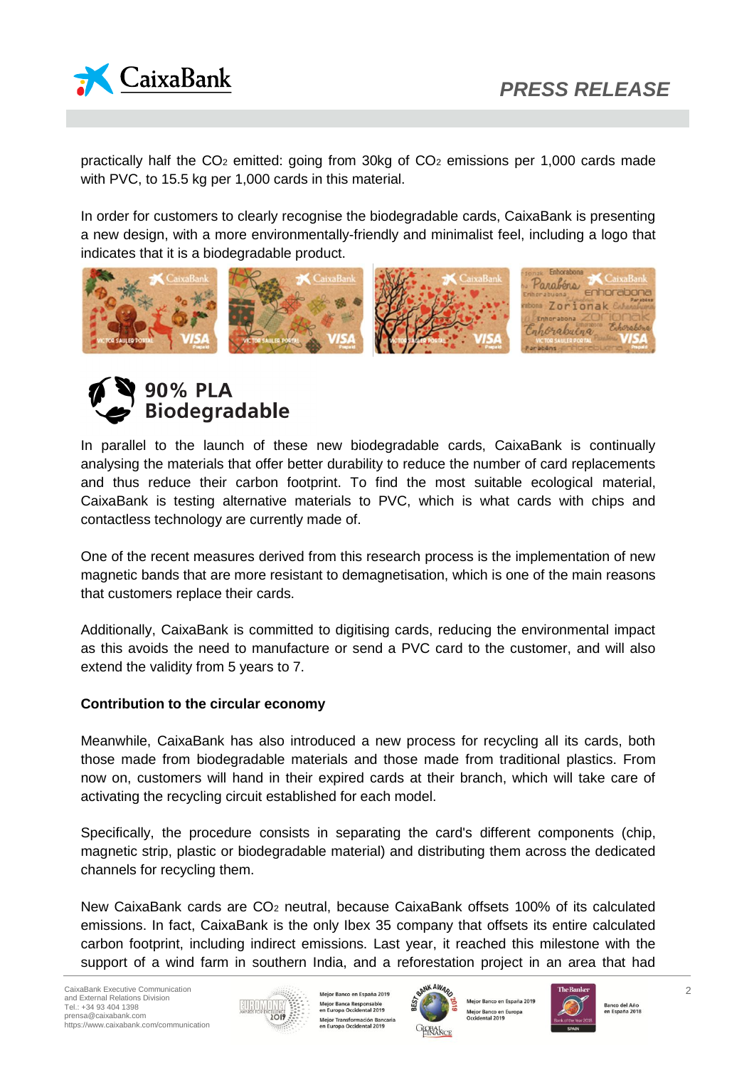practically half the $CO_2$ emitted: going from 30kg of $CO_2$ emissions per 1,000 cards made with PVC, to 15.5 kg per 1,000 cards in this material.

In order for customers to clearly recognise the biodegradable cards, CaixaBank is presenting a new design, with a more environmentally-friendly and minimalist feel, including a logo that indicates that it is a biodegradable product.

**90% PLA Biodegradable**

In parallel to the launch of these new biodegradable cards, CaixaBank is continually analysing the materials that offer better durability to reduce the number of card replacements and thus reduce their carbon footprint. To find the most suitable ecological material, CaixaBank is testing alternative materials to PVC, which is what cards with chips and contactless technology are currently made of.

One of the recent measures derived from this research process is the implementation of new magnetic bands that are more resistant to demagnetisation, which is one of the main reasons that customers replace their cards.

Additionally, CaixaBank is committed to digitising cards, reducing the environmental impact as this avoids the need to manufacture or send a PVC card to the customer, and will also extend the validity from 5 years to 7.

**Contribution to the circular economy**

Meanwhile, CaixaBank has also introduced a new process for recycling all its cards, both those made from biodegradable materials and those made from traditional plastics. From now on, customers will hand in their expired cards at their branch, which will take care of activating the recycling circuit established for each model.

Specifically, the procedure consists in separating the card's different components (chip, magnetic strip, plastic or biodegradable material) and distributing them across the dedicated channels for recycling them.

New CaixaBank cards are $CO_2$ neutral, because CaixaBank offsets 100% of its calculated emissions. In fact, CaixaBank is the only Ibex 35 company that offsets its entire calculated carbon footprint, including indirect emissions. Last year, it reached this milestone with the support of a wind farm in southern India, and a reforestation project in an area that had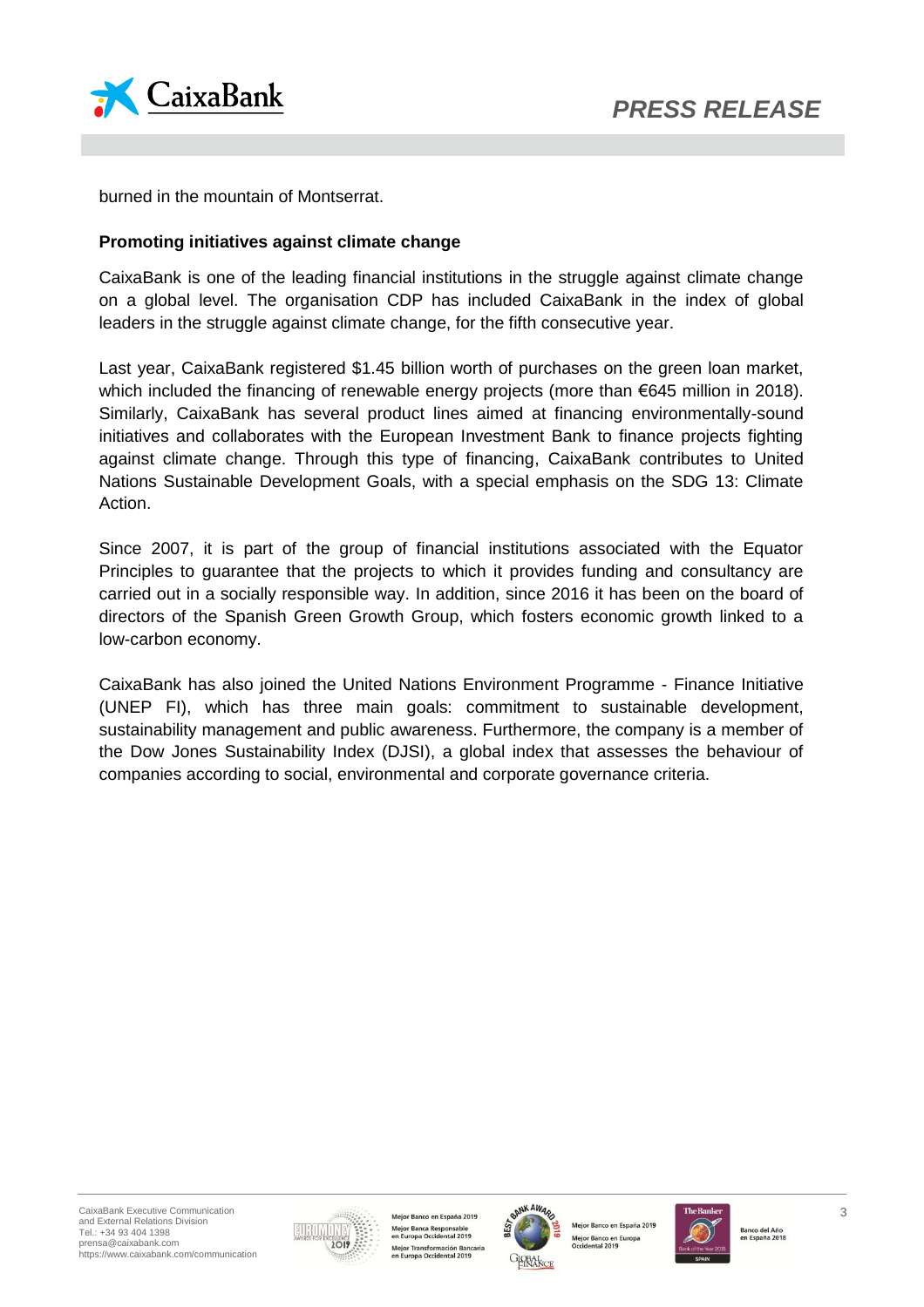burned in the mountain of Montserrat.

**Promoting initiatives against climate change**

CaixaBank is one of the leading financial institutions in the struggle against climate change on a global level. The organisation CDP has included CaixaBank in the index of global leaders in the struggle against climate change, for the fifth consecutive year.

Last year, CaixaBank registered $1.45 billion worth of purchases on the green loan market, which included the financing of renewable energy projects (more than €645 million in 2018). Similarly, CaixaBank has several product lines aimed at financing environmentally-sound initiatives and collaborates with the European Investment Bank to finance projects fighting against climate change. Through this type of financing, CaixaBank contributes to United Nations Sustainable Development Goals, with a special emphasis on the SDG 13: Climate Action.

Since 2007, it is part of the group of financial institutions associated with the Equator Principles to guarantee that the projects to which it provides funding and consultancy are carried out in a socially responsible way. In addition, since 2016 it has been on the board of directors of the Spanish Green Growth Group, which fosters economic growth linked to a low-carbon economy.

CaixaBank has also joined the United Nations Environment Programme - Finance Initiative (UNEP FI), which has three main goals: commitment to sustainable development, sustainability management and public awareness. Furthermore, the company is a member of the Dow Jones Sustainability Index (DJSI), a global index that assesses the behaviour of companies according to social, environmental and corporate governance criteria.